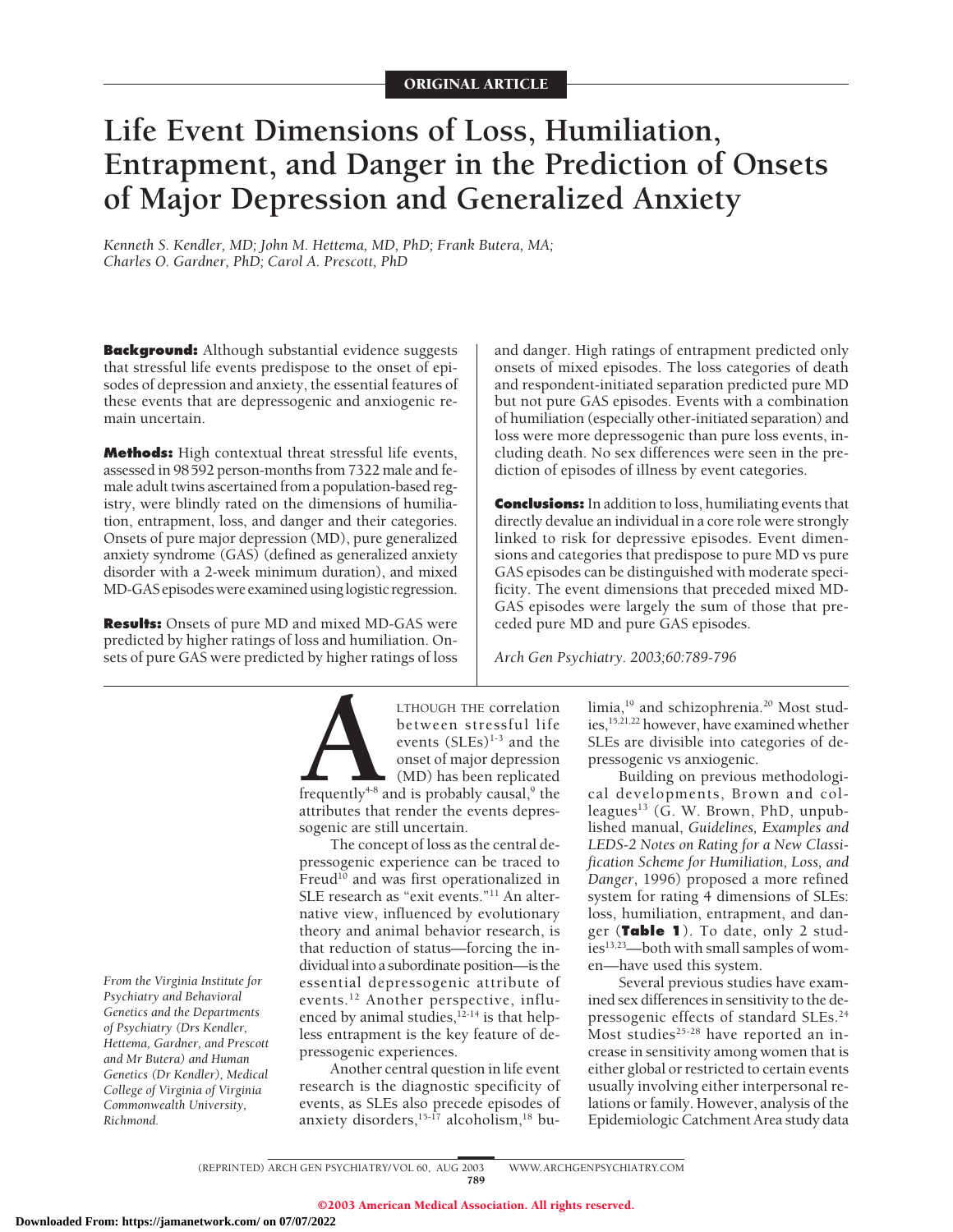ORIGINAL ARTICLE

# Life Event Dimensions of Loss, Humiliation, Entrapment, and Danger in the Prediction of Onsets of Major Depression and Generalized Anxiety

*Kenneth S. Kendler, MD; John M. Hettema, MD, PhD; Frank Butera, MA; Charles O. Gardner, PhD; Carol A. Prescott, PhD*

**Background:** Although substantial evidence suggests that stressful life events predispose to the onset of episodes of depression and anxiety, the essential features of these events that are depressogenic and anxiogenic remain uncertain.

**Methods:** High contextual threat stressful life events, assessed in 98 592 person-months from 7322 male and female adult twins ascertained from a population-based registry, were blindly rated on the dimensions of humiliation, entrapment, loss, and danger and their categories. Onsets of pure major depression (MD), pure generalized anxiety syndrome (GAS) (defined as generalized anxiety disorder with a 2-week minimum duration), and mixed MD-GAS episodes were examined using logistic regression.

**Results:** Onsets of pure MD and mixed MD-GAS were predicted by higher ratings of loss and humiliation. Onsets of pure GAS were predicted by higher ratings of loss and danger. High ratings of entrapment predicted only onsets of mixed episodes. The loss categories of death and respondent-initiated separation predicted pure MD but not pure GAS episodes. Events with a combination of humiliation (especially other-initiated separation) and loss were more depressogenic than pure loss events, including death. No sex differences were seen in the prediction of episodes of illness by event categories.

**Conclusions:** In addition to loss, humiliating events that directly devalue an individual in a core role were strongly linked to risk for depressive episodes. Event dimensions and categories that predispose to pure MD vs pure GAS episodes can be distinguished with moderate specificity. The event dimensions that preceded mixed MD-GAS episodes were largely the sum of those that preceded pure MD and pure GAS episodes.

*Arch Gen Psychiatry. 2003;60:789-796*

ALTHOUGH THE correlation between stressful life events (SLEs)[1-3] and the onset of major depression (MD) has been replicated frequently[4-8] and is probably causal,[9] the attributes that render the events depressogenic are still uncertain.

The concept of loss as the central depressogenic experience can be traced to Freud[10] and was first operationalized in SLE research as "exit events."[11] An alternative view, influenced by evolutionary theory and animal behavior research, is that reduction of status—forcing the individual into a subordinate position—is the essential depressogenic attribute of events.[12] Another perspective, influenced by animal studies,[12-14] is that helpless entrapment is the key feature of depressogenic experiences.

Another central question in life event research is the diagnostic specificity of events, as SLEs also precede episodes of anxiety disorders,[15-17] alcoholism,[18] bulimia,[19] and schizophrenia.[20] Most studies,[15,21,22] however, have examined whether SLEs are divisible into categories of depressogenic vs anxiogenic.

Building on previous methodological developments, Brown and colleagues[13] (G. W. Brown, PhD, unpublished manual, *Guidelines, Examples and LEDS-2 Notes on Rating for a New Classification Scheme for Humiliation, Loss, and Danger*, 1996) proposed a more refined system for rating 4 dimensions of SLEs: loss, humiliation, entrapment, and danger (**Table 1**). To date, only 2 studies[13,23]—both with small samples of women—have used this system.

Several previous studies have examined sex differences in sensitivity to the depressogenic effects of standard SLEs.[24] Most studies[25-28] have reported an increase in sensitivity among women that is either global or restricted to certain events usually involving either interpersonal relations or family. However, analysis of the Epidemiologic Catchment Area study data

*From the Virginia Institute for Psychiatry and Behavioral Genetics and the Departments of Psychiatry (Drs Kendler, Hettema, Gardner, and Prescott and Mr Butera) and Human Genetics (Dr Kendler), Medical College of Virginia of Virginia Commonwealth University, Richmond.*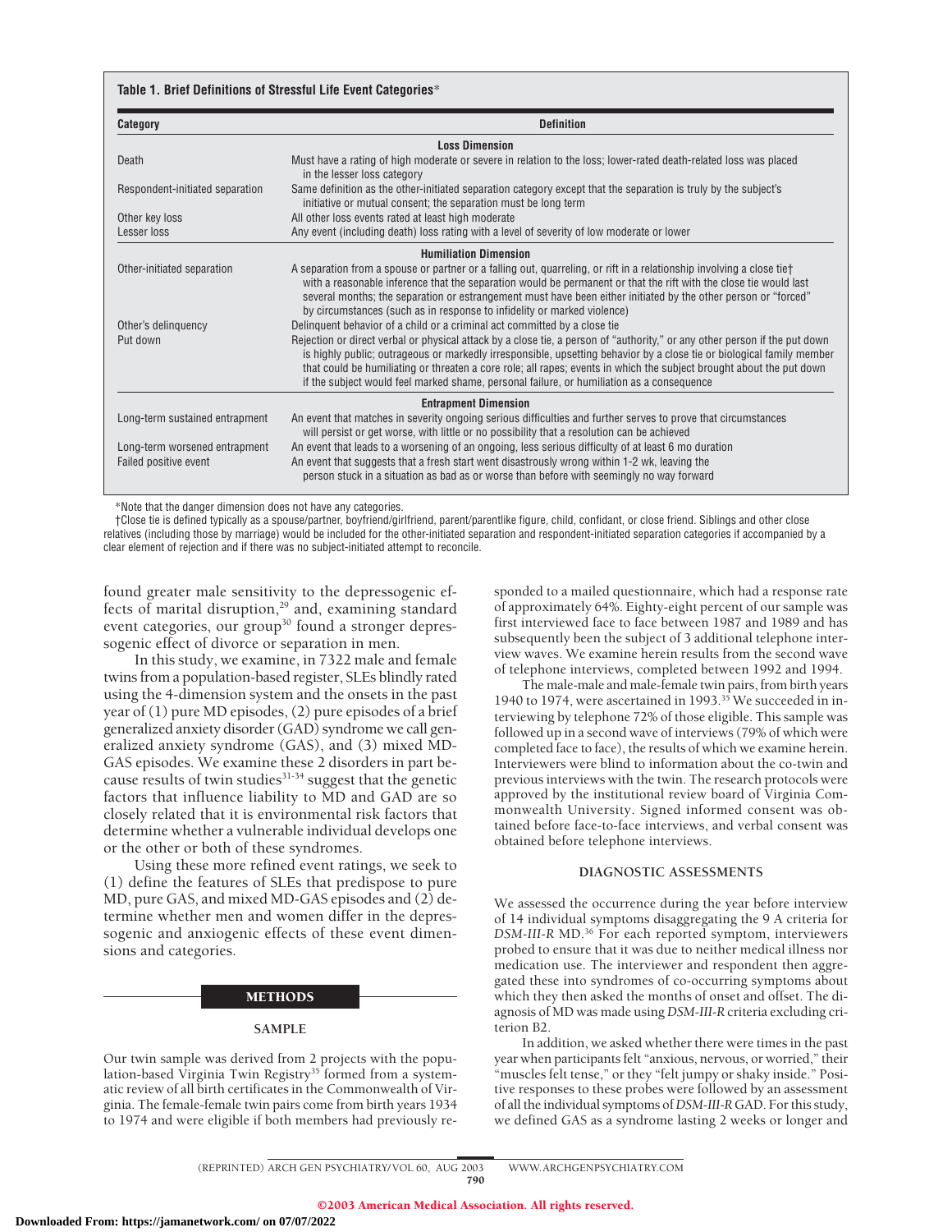**Table 1. Brief Definitions of Stressful Life Event Categories***

| Category | Definition |
|---|---|
| **Loss Dimension** | |
| Death | Must have a rating of high moderate or severe in relation to the loss; lower-rated death-related loss was placed in the lesser loss category |
| Respondent-initiated separation | Same definition as the other-initiated separation category except that the separation is truly by the subject's initiative or mutual consent; the separation must be long term |
| Other key loss | All other loss events rated at least high moderate |
| Lesser loss | Any event (including death) loss rating with a level of severity of low moderate or lower |
| **Humiliation Dimension** | |
| Other-initiated separation | A separation from a spouse or partner or a falling out, quarreling, or rift in a relationship involving a close tie† with a reasonable inference that the separation would be permanent or that the rift with the close tie would last several months; the separation or estrangement must have been either initiated by the other person or "forced" by circumstances (such as in response to infidelity or marked violence) |
| Other's delinquency | Delinquent behavior of a child or a criminal act committed by a close tie |
| Put down | Rejection or direct verbal or physical attack by a close tie, a person of "authority," or any other person if the put down is highly public; outrageous or markedly irresponsible, upsetting behavior by a close tie or biological family member that could be humiliating or threaten a core role; all rapes; events in which the subject brought about the put down if the subject would feel marked shame, personal failure, or humiliation as a consequence |
| **Entrapment Dimension** | |
| Long-term sustained entrapment | An event that matches in severity ongoing serious difficulties and further serves to prove that circumstances will persist or get worse, with little or no possibility that a resolution can be achieved |
| Long-term worsened entrapment | An event that leads to a worsening of an ongoing, less serious difficulty of at least 6 mo duration |
| Failed positive event | An event that suggests that a fresh start went disastrously wrong within 1-2 wk, leaving the person stuck in a situation as bad as or worse than before with seemingly no way forward |

*Note that the danger dimension does not have any categories.
†Close tie is defined typically as a spouse/partner, boyfriend/girlfriend, parent/parentlike figure, child, confidant, or close friend. Siblings and other close relatives (including those by marriage) would be included for the other-initiated separation and respondent-initiated separation categories if accompanied by a clear element of rejection and if there was no subject-initiated attempt to reconcile.

found greater male sensitivity to the depressogenic effects of marital disruption,[29] and, examining standard event categories, our group[30] found a stronger depressogenic effect of divorce or separation in men.

In this study, we examine, in 7322 male and female twins from a population-based register, SLEs blindly rated using the 4-dimension system and the onsets in the past year of (1) pure MD episodes, (2) pure episodes of a brief generalized anxiety disorder (GAD) syndrome we call generalized anxiety syndrome (GAS), and (3) mixed MD-GAS episodes. We examine these 2 disorders in part because results of twin studies[31-34] suggest that the genetic factors that influence liability to MD and GAD are so closely related that it is environmental risk factors that determine whether a vulnerable individual develops one or the other or both of these syndromes.

Using these more refined event ratings, we seek to (1) define the features of SLEs that predispose to pure MD, pure GAS, and mixed MD-GAS episodes and (2) determine whether men and women differ in the depressogenic and anxiogenic effects of these event dimensions and categories.

## METHODS

### SAMPLE

Our twin sample was derived from 2 projects with the population-based Virginia Twin Registry[35] formed from a systematic review of all birth certificates in the Commonwealth of Virginia. The female-female twin pairs come from birth years 1934 to 1974 and were eligible if both members had previously responded to a mailed questionnaire, which had a response rate of approximately 64%. Eighty-eight percent of our sample was first interviewed face to face between 1987 and 1989 and has subsequently been the subject of 3 additional telephone interview waves. We examine herein results from the second wave of telephone interviews, completed between 1992 and 1994.

The male-male and male-female twin pairs, from birth years 1940 to 1974, were ascertained in 1993.[35] We succeeded in interviewing by telephone 72% of those eligible. This sample was followed up in a second wave of interviews (79% of which were completed face to face), the results of which we examine herein. Interviewers were blind to information about the co-twin and previous interviews with the twin. The research protocols were approved by the institutional review board of Virginia Commonwealth University. Signed informed consent was obtained before face-to-face interviews, and verbal consent was obtained before telephone interviews.

### DIAGNOSTIC ASSESSMENTS

We assessed the occurrence during the year before interview of 14 individual symptoms disaggregating the 9 A criteria for *DSM-III-R* MD.[36] For each reported symptom, interviewers probed to ensure that it was due to neither medical illness nor medication use. The interviewer and respondent then aggregated these into syndromes of co-occurring symptoms about which they then asked the months of onset and offset. The diagnosis of MD was made using *DSM-III-R* criteria excluding criterion B2.

In addition, we asked whether there were times in the past year when participants felt "anxious, nervous, or worried," their "muscles felt tense," or they "felt jumpy or shaky inside." Positive responses to these probes were followed by an assessment of all the individual symptoms of *DSM-III-R* GAD. For this study, we defined GAS as a syndrome lasting 2 weeks or longer and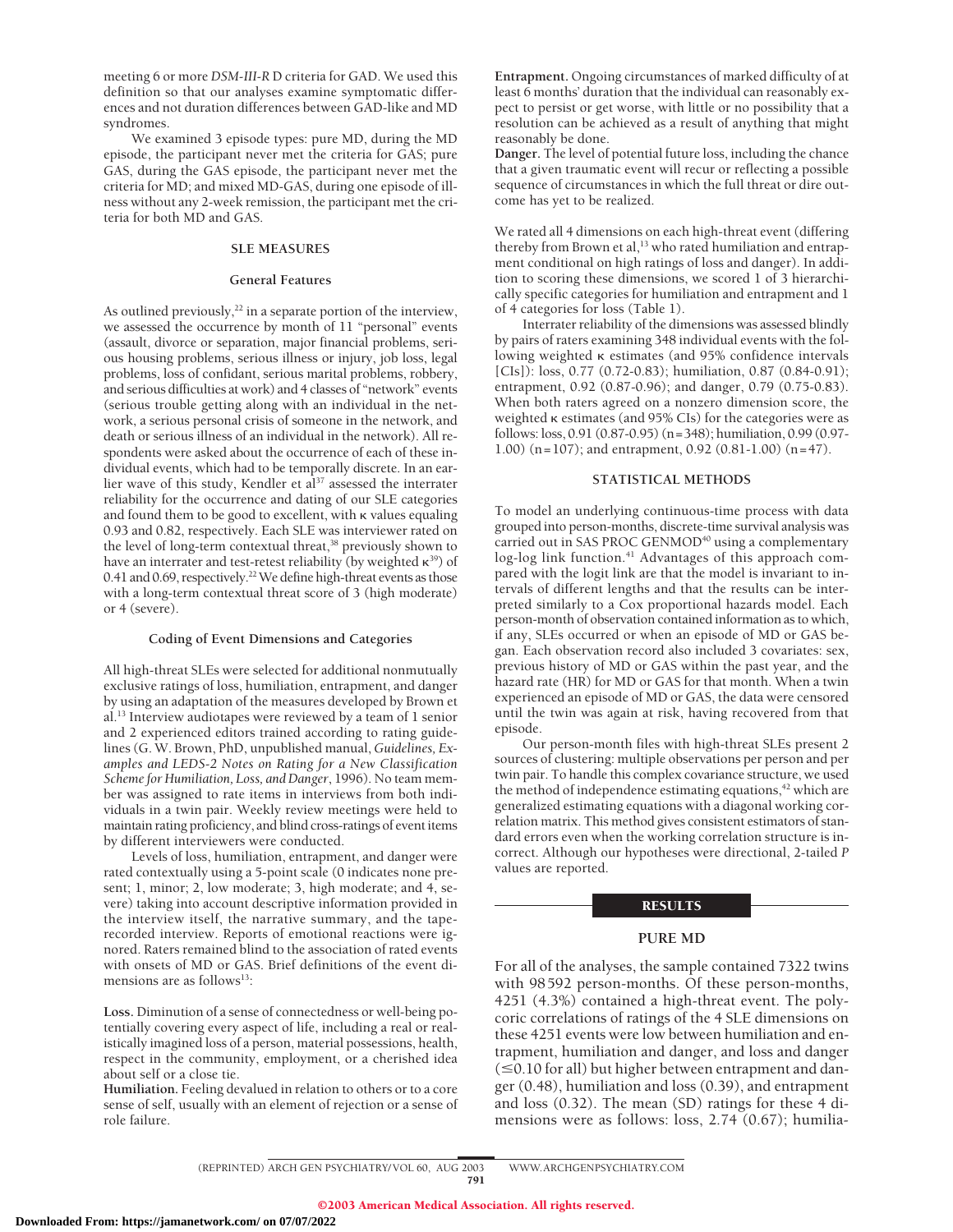meeting 6 or more *DSM-III-R* D criteria for GAD. We used this definition so that our analyses examine symptomatic differences and not duration differences between GAD-like and MD syndromes.

We examined 3 episode types: pure MD, during the MD episode, the participant never met the criteria for GAS; pure GAS, during the GAS episode, the participant never met the criteria for MD; and mixed MD-GAS, during one episode of illness without any 2-week remission, the participant met the criteria for both MD and GAS.

## SLE MEASURES

### General Features

As outlined previously,[22] in a separate portion of the interview, we assessed the occurrence by month of 11 "personal" events (assault, divorce or separation, major financial problems, serious housing problems, serious illness or injury, job loss, legal problems, loss of confidant, serious marital problems, robbery, and serious difficulties at work) and 4 classes of "network" events (serious trouble getting along with an individual in the network, a serious personal crisis of someone in the network, and death or serious illness of an individual in the network). All respondents were asked about the occurrence of each of these individual events, which had to be temporally discrete. In an earlier wave of this study, Kendler et al[37] assessed the interrater reliability for the occurrence and dating of our SLE categories and found them to be good to excellent, with κ values equaling 0.93 and 0.82, respectively. Each SLE was interviewer rated on the level of long-term contextual threat,[38] previously shown to have an interrater and test-retest reliability (by weighted κ[39]) of 0.41 and 0.69, respectively.[22] We define high-threat events as those with a long-term contextual threat score of 3 (high moderate) or 4 (severe).

### Coding of Event Dimensions and Categories

All high-threat SLEs were selected for additional nonmutually exclusive ratings of loss, humiliation, entrapment, and danger by using an adaptation of the measures developed by Brown et al.[13] Interview audiotapes were reviewed by a team of 1 senior and 2 experienced editors trained according to rating guidelines (G. W. Brown, PhD, unpublished manual, *Guidelines, Examples and LEDS-2 Notes on Rating for a New Classification Scheme for Humiliation, Loss, and Danger*, 1996). No team member was assigned to rate items in interviews from both individuals in a twin pair. Weekly review meetings were held to maintain rating proficiency, and blind cross-ratings of event items by different interviewers were conducted.

Levels of loss, humiliation, entrapment, and danger were rated contextually using a 5-point scale (0 indicates none present; 1, minor; 2, low moderate; 3, high moderate; and 4, severe) taking into account descriptive information provided in the interview itself, the narrative summary, and the tape-recorded interview. Reports of emotional reactions were ignored. Raters remained blind to the association of rated events with onsets of MD or GAS. Brief definitions of the event dimensions are as follows[13]:

**Loss.** Diminution of a sense of connectedness or well-being potentially covering every aspect of life, including a real or realistically imagined loss of a person, material possessions, health, respect in the community, employment, or a cherished idea about self or a close tie.
**Humiliation.** Feeling devalued in relation to others or to a core sense of self, usually with an element of rejection or a sense of role failure.
**Entrapment.** Ongoing circumstances of marked difficulty of at least 6 months' duration that the individual can reasonably expect to persist or get worse, with little or no possibility that a resolution can be achieved as a result of anything that might reasonably be done.
**Danger.** The level of potential future loss, including the chance that a given traumatic event will recur or reflecting a possible sequence of circumstances in which the full threat or dire outcome has yet to be realized.

We rated all 4 dimensions on each high-threat event (differing thereby from Brown et al,[13] who rated humiliation and entrapment conditional on high ratings of loss and danger). In addition to scoring these dimensions, we scored 1 of 3 hierarchically specific categories for humiliation and entrapment and 1 of 4 categories for loss (Table 1).

Interrater reliability of the dimensions was assessed blindly by pairs of raters examining 348 individual events with the following weighted κ estimates (and 95% confidence intervals [CIs]): loss, 0.77 (0.72-0.83); humiliation, 0.87 (0.84-0.91); entrapment, 0.92 (0.87-0.96); and danger, 0.79 (0.75-0.83). When both raters agreed on a nonzero dimension score, the weighted κ estimates (and 95% CIs) for the categories were as follows: loss, 0.91 (0.87-0.95) (n=348); humiliation, 0.99 (0.97-1.00) (n=107); and entrapment, 0.92 (0.81-1.00) (n=47).

## STATISTICAL METHODS

To model an underlying continuous-time process with data grouped into person-months, discrete-time survival analysis was carried out in SAS PROC GENMOD[40] using a complementary log-log link function.[41] Advantages of this approach compared with the logit link are that the model is invariant to intervals of different lengths and that the results can be interpreted similarly to a Cox proportional hazards model. Each person-month of observation contained information as to which, if any, SLEs occurred or when an episode of MD or GAS began. Each observation record also included 3 covariates: sex, previous history of MD or GAS within the past year, and the hazard rate (HR) for MD or GAS for that month. When a twin experienced an episode of MD or GAS, the data were censored until the twin was again at risk, having recovered from that episode.

Our person-month files with high-threat SLEs present 2 sources of clustering: multiple observations per person and per twin pair. To handle this complex covariance structure, we used the method of independence estimating equations,[42] which are generalized estimating equations with a diagonal working correlation matrix. This method gives consistent estimators of standard errors even when the working correlation structure is incorrect. Although our hypotheses were directional, 2-tailed *P* values are reported.

# RESULTS

## PURE MD

For all of the analyses, the sample contained 7322 twins with 98592 person-months. Of these person-months, 4251 (4.3%) contained a high-threat event. The polycoric correlations of ratings of the 4 SLE dimensions on these 4251 events were low between humiliation and entrapment, humiliation and danger, and loss and danger (≤0.10 for all) but higher between entrapment and danger (0.48), humiliation and loss (0.39), and entrapment and loss (0.32). The mean (SD) ratings for these 4 dimensions were as follows: loss, 2.74 (0.67); humilia-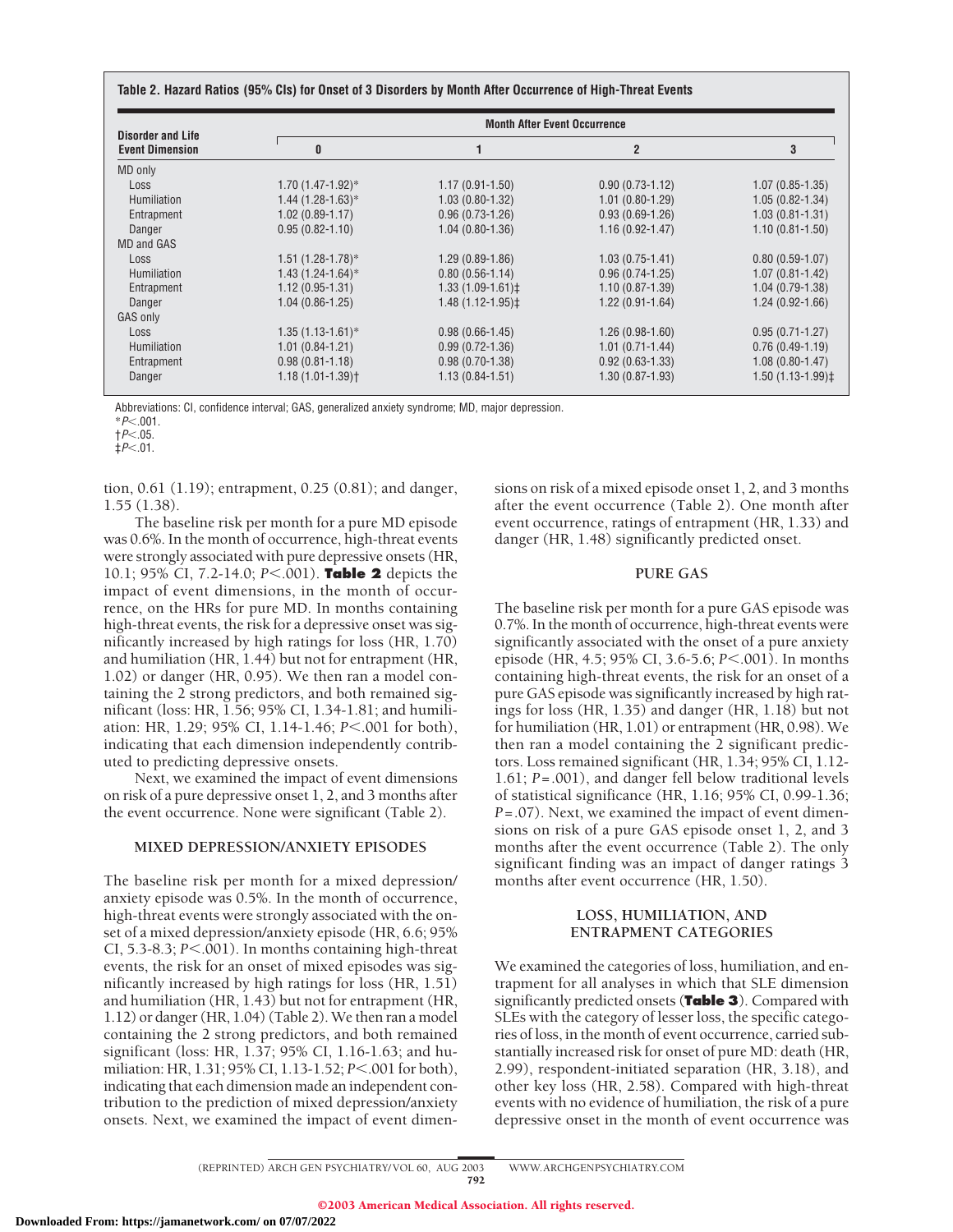**Table 2. Hazard Ratios (95% CIs) for Onset of 3 Disorders by Month After Occurrence of High-Threat Events**

| Disorder and Life Event Dimension | Month After Event Occurrence | | | |
|---|---|---|---|---|
| | 0 | 1 | 2 | 3 |
| MD only | | | | |
| Loss | 1.70 (1.47-1.92)* | 1.17 (0.91-1.50) | 0.90 (0.73-1.12) | 1.07 (0.85-1.35) |
| Humiliation | 1.44 (1.28-1.63)* | 1.03 (0.80-1.32) | 1.01 (0.80-1.29) | 1.05 (0.82-1.34) |
| Entrapment | 1.02 (0.89-1.17) | 0.96 (0.73-1.26) | 0.93 (0.69-1.26) | 1.03 (0.81-1.31) |
| Danger | 0.95 (0.82-1.10) | 1.04 (0.80-1.36) | 1.16 (0.92-1.47) | 1.10 (0.81-1.50) |
| MD and GAS | | | | |
| Loss | 1.51 (1.28-1.78)* | 1.29 (0.89-1.86) | 1.03 (0.75-1.41) | 0.80 (0.59-1.07) |
| Humiliation | 1.43 (1.24-1.64)* | 0.80 (0.56-1.14) | 0.96 (0.74-1.25) | 1.07 (0.81-1.42) |
| Entrapment | 1.12 (0.95-1.31) | 1.33 (1.09-1.61)‡ | 1.10 (0.87-1.39) | 1.04 (0.79-1.38) |
| Danger | 1.04 (0.86-1.25) | 1.48 (1.12-1.95)‡ | 1.22 (0.91-1.64) | 1.24 (0.92-1.66) |
| GAS only | | | | |
| Loss | 1.35 (1.13-1.61)* | 0.98 (0.66-1.45) | 1.26 (0.98-1.60) | 0.95 (0.71-1.27) |
| Humiliation | 1.01 (0.84-1.21) | 0.99 (0.72-1.36) | 1.01 (0.71-1.44) | 0.76 (0.49-1.19) |
| Entrapment | 0.98 (0.81-1.18) | 0.98 (0.70-1.38) | 0.92 (0.63-1.33) | 1.08 (0.80-1.47) |
| Danger | 1.18 (1.01-1.39)† | 1.13 (0.84-1.51) | 1.30 (0.87-1.93) | 1.50 (1.13-1.99)‡ |

Abbreviations: CI, confidence interval; GAS, generalized anxiety syndrome; MD, major depression.
*$P<.001$.
†$P<.05$.
‡$P<.01$.

tion, 0.61 (1.19); entrapment, 0.25 (0.81); and danger, 1.55 (1.38).

The baseline risk per month for a pure MD episode was 0.6%. In the month of occurrence, high-threat events were strongly associated with pure depressive onsets (HR, 10.1; 95% CI, 7.2-14.0; $P<.001$). **Table 2** depicts the impact of event dimensions, in the month of occurrence, on the HRs for pure MD. In months containing high-threat events, the risk for a depressive onset was significantly increased by high ratings for loss (HR, 1.70) and humiliation (HR, 1.44) but not for entrapment (HR, 1.02) or danger (HR, 0.95). We then ran a model containing the 2 strong predictors, and both remained significant (loss: HR, 1.56; 95% CI, 1.34-1.81; and humiliation: HR, 1.29; 95% CI, 1.14-1.46; $P<.001$ for both), indicating that each dimension independently contributed to predicting depressive onsets.

Next, we examined the impact of event dimensions on risk of a pure depressive onset 1, 2, and 3 months after the event occurrence. None were significant (Table 2).

### MIXED DEPRESSION/ANXIETY EPISODES

The baseline risk per month for a mixed depression/anxiety episode was 0.5%. In the month of occurrence, high-threat events were strongly associated with the onset of a mixed depression/anxiety episode (HR, 6.6; 95% CI, 5.3-8.3; $P<.001$). In months containing high-threat events, the risk for an onset of mixed episodes was significantly increased by high ratings for loss (HR, 1.51) and humiliation (HR, 1.43) but not for entrapment (HR, 1.12) or danger (HR, 1.04) (Table 2). We then ran a model containing the 2 strong predictors, and both remained significant (loss: HR, 1.37; 95% CI, 1.16-1.63; and humiliation: HR, 1.31; 95% CI, 1.13-1.52; $P<.001$ for both), indicating that each dimension made an independent contribution to the prediction of mixed depression/anxiety onsets. Next, we examined the impact of event dimensions on risk of a mixed episode onset 1, 2, and 3 months after the event occurrence (Table 2). One month after event occurrence, ratings of entrapment (HR, 1.33) and danger (HR, 1.48) significantly predicted onset.

### PURE GAS

The baseline risk per month for a pure GAS episode was 0.7%. In the month of occurrence, high-threat events were significantly associated with the onset of a pure anxiety episode (HR, 4.5; 95% CI, 3.6-5.6; $P<.001$). In months containing high-threat events, the risk for an onset of a pure GAS episode was significantly increased by high ratings for loss (HR, 1.35) and danger (HR, 1.18) but not for humiliation (HR, 1.01) or entrapment (HR, 0.98). We then ran a model containing the 2 significant predictors. Loss remained significant (HR, 1.34; 95% CI, 1.12-1.61; $P=.001$), and danger fell below traditional levels of statistical significance (HR, 1.16; 95% CI, 0.99-1.36; $P=.07$). Next, we examined the impact of event dimensions on risk of a pure GAS episode onset 1, 2, and 3 months after the event occurrence (Table 2). The only significant finding was an impact of danger ratings 3 months after event occurrence (HR, 1.50).

### LOSS, HUMILIATION, AND ENTRAPMENT CATEGORIES

We examined the categories of loss, humiliation, and entrapment for all analyses in which that SLE dimension significantly predicted onsets (**Table 3**). Compared with SLEs with the category of lesser loss, the specific categories of loss, in the month of event occurrence, carried substantially increased risk for onset of pure MD: death (HR, 2.99), respondent-initiated separation (HR, 3.18), and other key loss (HR, 2.58). Compared with high-threat events with no evidence of humiliation, the risk of a pure depressive onset in the month of event occurrence was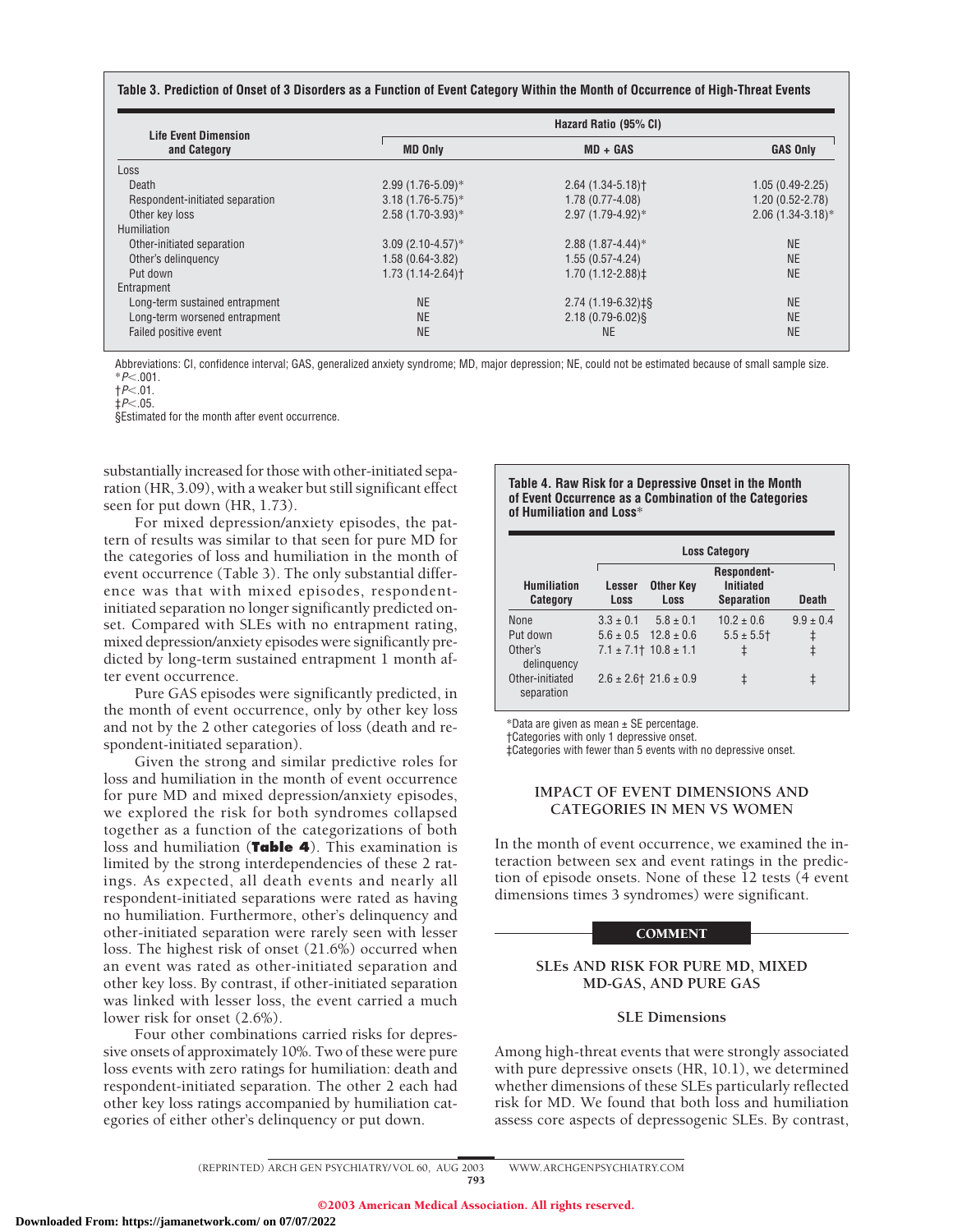**Table 3. Prediction of Onset of 3 Disorders as a Function of Event Category Within the Month of Occurrence of High-Threat Events**

| Life Event Dimension and Category | Hazard Ratio (95% CI) | | |
|---|---|---|---|
| | MD Only | MD + GAS | GAS Only |
| Loss | | | |
| Death | 2.99 (1.76-5.09)* | 2.64 (1.34-5.18)† | 1.05 (0.49-2.25) |
| Respondent-initiated separation | 3.18 (1.76-5.75)* | 1.78 (0.77-4.08) | 1.20 (0.52-2.78) |
| Other key loss | 2.58 (1.70-3.93)* | 2.97 (1.79-4.92)* | 2.06 (1.34-3.18)* |
| Humiliation | | | |
| Other-initiated separation | 3.09 (2.10-4.57)* | 2.88 (1.87-4.44)* | NE |
| Other's delinquency | 1.58 (0.64-3.82) | 1.55 (0.57-4.24) | NE |
| Put down | 1.73 (1.14-2.64)† | 1.70 (1.12-2.88)‡ | NE |
| Entrapment | | | |
| Long-term sustained entrapment | NE | 2.74 (1.19-6.32)‡§ | NE |
| Long-term worsened entrapment | NE | 2.18 (0.79-6.02)§ | NE |
| Failed positive event | NE | NE | NE |

Abbreviations: CI, confidence interval; GAS, generalized anxiety syndrome; MD, major depression; NE, could not be estimated because of small sample size.
*$P<.001$.
†$P<.01$.
‡$P<.05$.
§Estimated for the month after event occurrence.

substantially increased for those with other-initiated separation (HR, 3.09), with a weaker but still significant effect seen for put down (HR, 1.73).

For mixed depression/anxiety episodes, the pattern of results was similar to that seen for pure MD for the categories of loss and humiliation in the month of event occurrence (Table 3). The only substantial difference was that with mixed episodes, respondent-initiated separation no longer significantly predicted onset. Compared with SLEs with no entrapment rating, mixed depression/anxiety episodes were significantly predicted by long-term sustained entrapment 1 month after event occurrence.

Pure GAS episodes were significantly predicted, in the month of event occurrence, only by other key loss and not by the 2 other categories of loss (death and respondent-initiated separation).

Given the strong and similar predictive roles for loss and humiliation in the month of event occurrence for pure MD and mixed depression/anxiety episodes, we explored the risk for both syndromes collapsed together as a function of the categorizations of both loss and humiliation (**Table 4**). This examination is limited by the strong interdependencies of these 2 ratings. As expected, all death events and nearly all respondent-initiated separations were rated as having no humiliation. Furthermore, other's delinquency and other-initiated separation were rarely seen with lesser loss. The highest risk of onset (21.6%) occurred when an event was rated as other-initiated separation and other key loss. By contrast, if other-initiated separation was linked with lesser loss, the event carried a much lower risk for onset (2.6%).

Four other combinations carried risks for depressive onsets of approximately 10%. Two of these were pure loss events with zero ratings for humiliation: death and respondent-initiated separation. The other 2 each had other key loss ratings accompanied by humiliation categories of either other's delinquency or put down.

**Table 4. Raw Risk for a Depressive Onset in the Month of Event Occurrence as a Combination of the Categories of Humiliation and Loss***

| Humiliation Category | Loss Category | | | |
|---|---|---|---|---|
| | Lesser Loss | Other Key Loss | Respondent-Initiated Separation | Death |
| None | 3.3 ± 0.1 | 5.8 ± 0.1 | 10.2 ± 0.6 | 9.9 ± 0.4 |
| Put down | 5.6 ± 0.5 | 12.8 ± 0.6 | 5.5 ± 5.5† | ‡ |
| Other's delinquency | 7.1 ± 7.1† | 10.8 ± 1.1 | ‡ | ‡ |
| Other-initiated separation | 2.6 ± 2.6† | 21.6 ± 0.9 | ‡ | ‡ |

*Data are given as mean ± SE percentage.
†Categories with only 1 depressive onset.
‡Categories with fewer than 5 events with no depressive onset.

## IMPACT OF EVENT DIMENSIONS AND CATEGORIES IN MEN VS WOMEN

In the month of event occurrence, we examined the interaction between sex and event ratings in the prediction of episode onsets. None of these 12 tests (4 event dimensions times 3 syndromes) were significant.

# COMMENT

## SLEs AND RISK FOR PURE MD, MIXED MD-GAS, AND PURE GAS

### SLE Dimensions

Among high-threat events that were strongly associated with pure depressive onsets (HR, 10.1), we determined whether dimensions of these SLEs particularly reflected risk for MD. We found that both loss and humiliation assess core aspects of depressogenic SLEs. By contrast,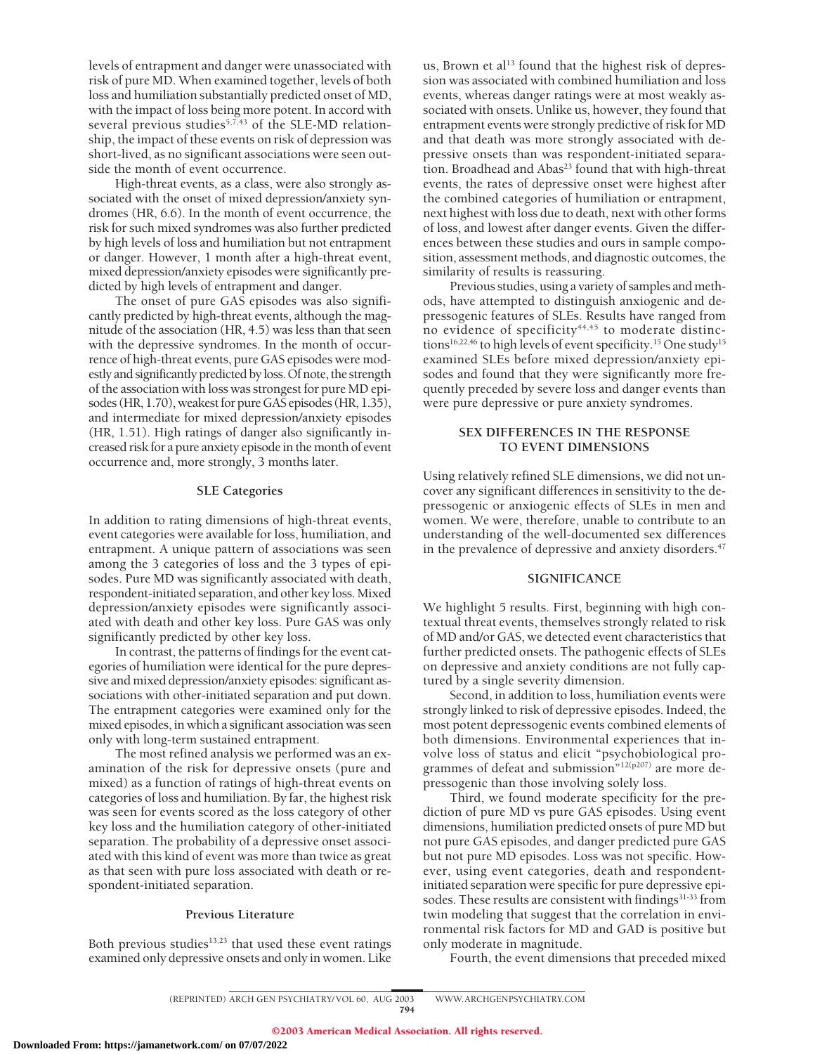levels of entrapment and danger were unassociated with risk of pure MD. When examined together, levels of both loss and humiliation substantially predicted onset of MD, with the impact of loss being more potent. In accord with several previous studies[5,7,43] of the SLE-MD relationship, the impact of these events on risk of depression was short-lived, as no significant associations were seen outside the month of event occurrence.

High-threat events, as a class, were also strongly associated with the onset of mixed depression/anxiety syndromes (HR, 6.6). In the month of event occurrence, the risk for such mixed syndromes was also further predicted by high levels of loss and humiliation but not entrapment or danger. However, 1 month after a high-threat event, mixed depression/anxiety episodes were significantly predicted by high levels of entrapment and danger.

The onset of pure GAS episodes was also significantly predicted by high-threat events, although the magnitude of the association (HR, 4.5) was less than that seen with the depressive syndromes. In the month of occurrence of high-threat events, pure GAS episodes were modestly and significantly predicted by loss. Of note, the strength of the association with loss was strongest for pure MD episodes (HR, 1.70), weakest for pure GAS episodes (HR, 1.35), and intermediate for mixed depression/anxiety episodes (HR, 1.51). High ratings of danger also significantly increased risk for a pure anxiety episode in the month of event occurrence and, more strongly, 3 months later.

### SLE Categories

In addition to rating dimensions of high-threat events, event categories were available for loss, humiliation, and entrapment. A unique pattern of associations was seen among the 3 categories of loss and the 3 types of episodes. Pure MD was significantly associated with death, respondent-initiated separation, and other key loss. Mixed depression/anxiety episodes were significantly associated with death and other key loss. Pure GAS was only significantly predicted by other key loss.

In contrast, the patterns of findings for the event categories of humiliation were identical for the pure depressive and mixed depression/anxiety episodes: significant associations with other-initiated separation and put down. The entrapment categories were examined only for the mixed episodes, in which a significant association was seen only with long-term sustained entrapment.

The most refined analysis we performed was an examination of the risk for depressive onsets (pure and mixed) as a function of ratings of high-threat events on categories of loss and humiliation. By far, the highest risk was seen for events scored as the loss category of other key loss and the humiliation category of other-initiated separation. The probability of a depressive onset associated with this kind of event was more than twice as great as that seen with pure loss associated with death or respondent-initiated separation.

### Previous Literature

Both previous studies[13,23] that used these event ratings examined only depressive onsets and only in women. Like us, Brown et al[13] found that the highest risk of depression was associated with combined humiliation and loss events, whereas danger ratings were at most weakly associated with onsets. Unlike us, however, they found that entrapment events were strongly predictive of risk for MD and that death was more strongly associated with depressive onsets than was respondent-initiated separation. Broadhead and Abas[23] found that with high-threat events, the rates of depressive onset were highest after the combined categories of humiliation or entrapment, next highest with loss due to death, next with other forms of loss, and lowest after danger events. Given the differences between these studies and ours in sample composition, assessment methods, and diagnostic outcomes, the similarity of results is reassuring.

Previous studies, using a variety of samples and methods, have attempted to distinguish anxiogenic and depressogenic features of SLEs. Results have ranged from no evidence of specificity[44,45] to moderate distinctions[16,22,46] to high levels of event specificity.[15] One study[15] examined SLEs before mixed depression/anxiety episodes and found that they were significantly more frequently preceded by severe loss and danger events than were pure depressive or pure anxiety syndromes.

## SEX DIFFERENCES IN THE RESPONSE TO EVENT DIMENSIONS

Using relatively refined SLE dimensions, we did not uncover any significant differences in sensitivity to the depressogenic or anxiogenic effects of SLEs in men and women. We were, therefore, unable to contribute to an understanding of the well-documented sex differences in the prevalence of depressive and anxiety disorders.[47]

## SIGNIFICANCE

We highlight 5 results. First, beginning with high contextual threat events, themselves strongly related to risk of MD and/or GAS, we detected event characteristics that further predicted onsets. The pathogenic effects of SLEs on depressive and anxiety conditions are not fully captured by a single severity dimension.

Second, in addition to loss, humiliation events were strongly linked to risk of depressive episodes. Indeed, the most potent depressogenic events combined elements of both dimensions. Environmental experiences that involve loss of status and elicit "psychobiological programmes of defeat and submission"[12(p207)] are more depressogenic than those involving solely loss.

Third, we found moderate specificity for the prediction of pure MD vs pure GAS episodes. Using event dimensions, humiliation predicted onsets of pure MD but not pure GAS episodes, and danger predicted pure GAS but not pure MD episodes. Loss was not specific. However, using event categories, death and respondent-initiated separation were specific for pure depressive episodes. These results are consistent with findings[31-33] from twin modeling that suggest that the correlation in environmental risk factors for MD and GAD is positive but only moderate in magnitude.

Fourth, the event dimensions that preceded mixed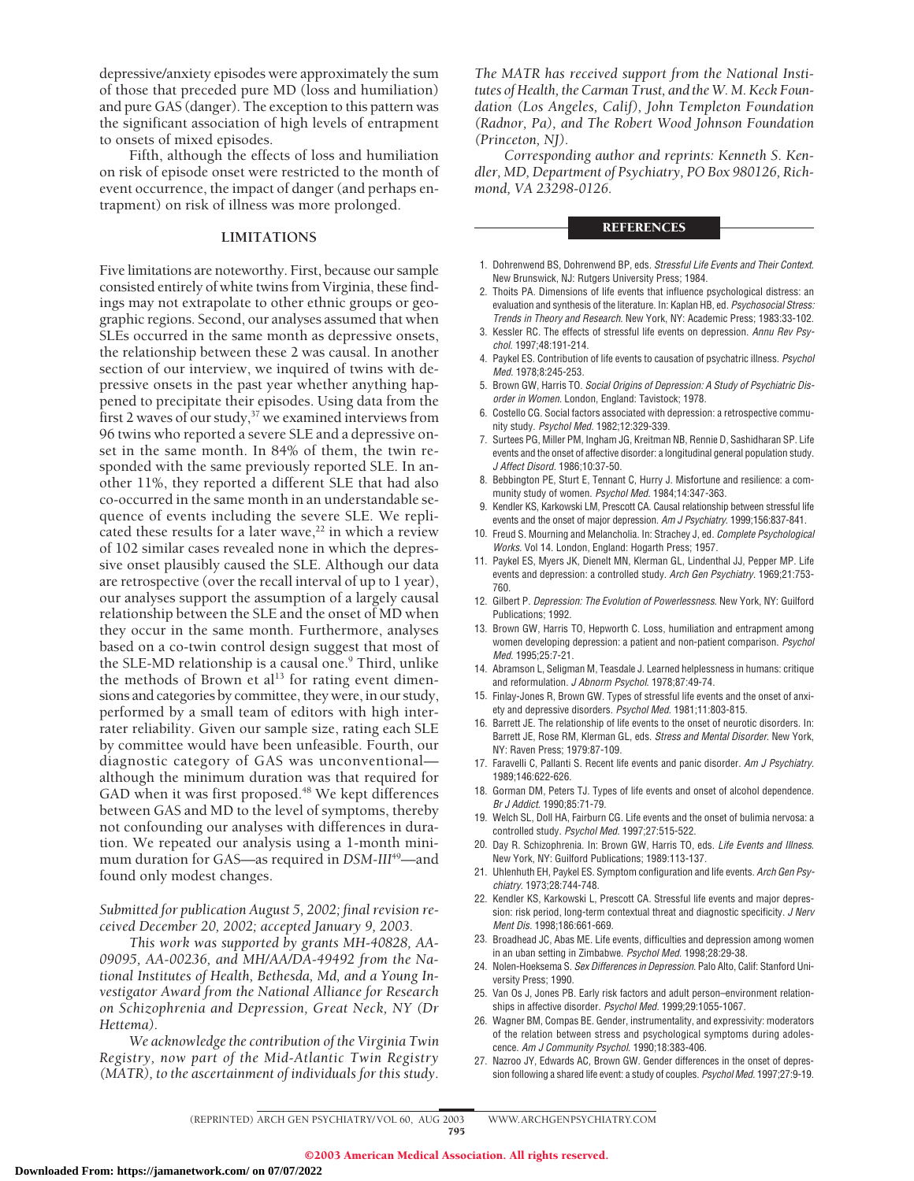depressive/anxiety episodes were approximately the sum of those that preceded pure MD (loss and humiliation) and pure GAS (danger). The exception to this pattern was the significant association of high levels of entrapment to onsets of mixed episodes.

Fifth, although the effects of loss and humiliation on risk of episode onset were restricted to the month of event occurrence, the impact of danger (and perhaps entrapment) on risk of illness was more prolonged.

## LIMITATIONS

Five limitations are noteworthy. First, because our sample consisted entirely of white twins from Virginia, these findings may not extrapolate to other ethnic groups or geographic regions. Second, our analyses assumed that when SLEs occurred in the same month as depressive onsets, the relationship between these 2 was causal. In another section of our interview, we inquired of twins with depressive onsets in the past year whether anything happened to precipitate their episodes. Using data from the first 2 waves of our study,[37] we examined interviews from 96 twins who reported a severe SLE and a depressive onset in the same month. In 84% of them, the twin responded with the same previously reported SLE. In another 11%, they reported a different SLE that had also co-occurred in the same month in an understandable sequence of events including the severe SLE. We replicated these results for a later wave,[22] in which a review of 102 similar cases revealed none in which the depressive onset plausibly caused the SLE. Although our data are retrospective (over the recall interval of up to 1 year), our analyses support the assumption of a largely causal relationship between the SLE and the onset of MD when they occur in the same month. Furthermore, analyses based on a co-twin control design suggest that most of the SLE-MD relationship is a causal one.[9] Third, unlike the methods of Brown et al[13] for rating event dimensions and categories by committee, they were, in our study, performed by a small team of editors with high interrater reliability. Given our sample size, rating each SLE by committee would have been unfeasible. Fourth, our diagnostic category of GAS was unconventional—although the minimum duration was that required for GAD when it was first proposed.[48] We kept differences between GAS and MD to the level of symptoms, thereby not confounding our analyses with differences in duration. We repeated our analysis using a 1-month minimum duration for GAS—as required in *DSM-III*[49]—and found only modest changes.

*Submitted for publication August 5, 2002; final revision received December 20, 2002; accepted January 9, 2003.*

*This work was supported by grants MH-40828, AA-09095, AA-00236, and MH/AA/DA-49492 from the National Institutes of Health, Bethesda, Md, and a Young Investigator Award from the National Alliance for Research on Schizophrenia and Depression, Great Neck, NY (Dr Hettema).*

*We acknowledge the contribution of the Virginia Twin Registry, now part of the Mid-Atlantic Twin Registry (MATR), to the ascertainment of individuals for this study. The MATR has received support from the National Institutes of Health, the Carman Trust, and the W. M. Keck Foundation (Los Angeles, Calif), John Templeton Foundation (Radnor, Pa), and The Robert Wood Johnson Foundation (Princeton, NJ).*

*Corresponding author and reprints: Kenneth S. Kendler, MD, Department of Psychiatry, PO Box 980126, Richmond, VA 23298-0126.*

## REFERENCES

1. Dohrenwend BS, Dohrenwend BP, eds. *Stressful Life Events and Their Context.* New Brunswick, NJ: Rutgers University Press; 1984.
2. Thoits PA. Dimensions of life events that influence psychological distress: an evaluation and synthesis of the literature. In: Kaplan HB, ed. *Psychosocial Stress: Trends in Theory and Research.* New York, NY: Academic Press; 1983:33-102.
3. Kessler RC. The effects of stressful life events on depression. *Annu Rev Psychol.* 1997;48:191-214.
4. Paykel ES. Contribution of life events to causation of psychatric illness. *Psychol Med.* 1978;8:245-253.
5. Brown GW, Harris TO. *Social Origins of Depression: A Study of Psychiatric Disorder in Women.* London, England: Tavistock; 1978.
6. Costello CG. Social factors associated with depression: a retrospective community study. *Psychol Med.* 1982;12:329-339.
7. Surtees PG, Miller PM, Ingham JG, Kreitman NB, Rennie D, Sashidharan SP. Life events and the onset of affective disorder: a longitudinal general population study. *J Affect Disord.* 1986;10:37-50.
8. Bebbington PE, Sturt E, Tennant C, Hurry J. Misfortune and resilience: a community study of women. *Psychol Med.* 1984;14:347-363.
9. Kendler KS, Karkowski LM, Prescott CA. Causal relationship between stressful life events and the onset of major depression. *Am J Psychiatry.* 1999;156:837-841.
10. Freud S. Mourning and Melancholia. In: Strachey J, ed. *Complete Psychological Works.* Vol 14. London, England: Hogarth Press; 1957.
11. Paykel ES, Myers JK, Dienelt MN, Klerman GL, Lindenthal JJ, Pepper MP. Life events and depression: a controlled study. *Arch Gen Psychiatry.* 1969;21:753-760.
12. Gilbert P. *Depression: The Evolution of Powerlessness.* New York, NY: Guilford Publications; 1992.
13. Brown GW, Harris TO, Hepworth C. Loss, humiliation and entrapment among women developing depression: a patient and non-patient comparison. *Psychol Med.* 1995;25:7-21.
14. Abramson L, Seligman M, Teasdale J. Learned helplessness in humans: critique and reformulation. *J Abnorm Psychol.* 1978;87:49-74.
15. Finlay-Jones R, Brown GW. Types of stressful life events and the onset of anxiety and depressive disorders. *Psychol Med.* 1981;11:803-815.
16. Barrett JE. The relationship of life events to the onset of neurotic disorders. In: Barrett JE, Rose RM, Klerman GL, eds. *Stress and Mental Disorder.* New York, NY: Raven Press; 1979:87-109.
17. Faravelli C, Pallanti S. Recent life events and panic disorder. *Am J Psychiatry.* 1989;146:622-626.
18. Gorman DM, Peters TJ. Types of life events and onset of alcohol dependence. *Br J Addict.* 1990;85:71-79.
19. Welch SL, Doll HA, Fairburn CG. Life events and the onset of bulimia nervosa: a controlled study. *Psychol Med.* 1997;27:515-522.
20. Day R. Schizophrenia. In: Brown GW, Harris TO, eds. *Life Events and Illness.* New York, NY: Guilford Publications; 1989:113-137.
21. Uhlenhuth EH, Paykel ES. Symptom configuration and life events. *Arch Gen Psychiatry.* 1973;28:744-748.
22. Kendler KS, Karkowski L, Prescott CA. Stressful life events and major depression: risk period, long-term contextual threat and diagnostic specificity. *J Nerv Ment Dis.* 1998;186:661-669.
23. Broadhead JC, Abas ME. Life events, difficulties and depression among women in an uban setting in Zimbabwe. *Psychol Med.* 1998;28:29-38.
24. Nolen-Hoeksema S. *Sex Differences in Depression.* Palo Alto, Calif: Stanford University Press; 1990.
25. Van Os J, Jones PB. Early risk factors and adult person–environment relationships in affective disorder. *Psychol Med.* 1999;29:1055-1067.
26. Wagner BM, Compas BE. Gender, instrumentality, and expressivity: moderators of the relation between stress and psychological symptoms during adolescence. *Am J Community Psychol.* 1990;18:383-406.
27. Nazroo JY, Edwards AC, Brown GW. Gender differences in the onset of depression following a shared life event: a study of couples. *Psychol Med.* 1997;27:9-19.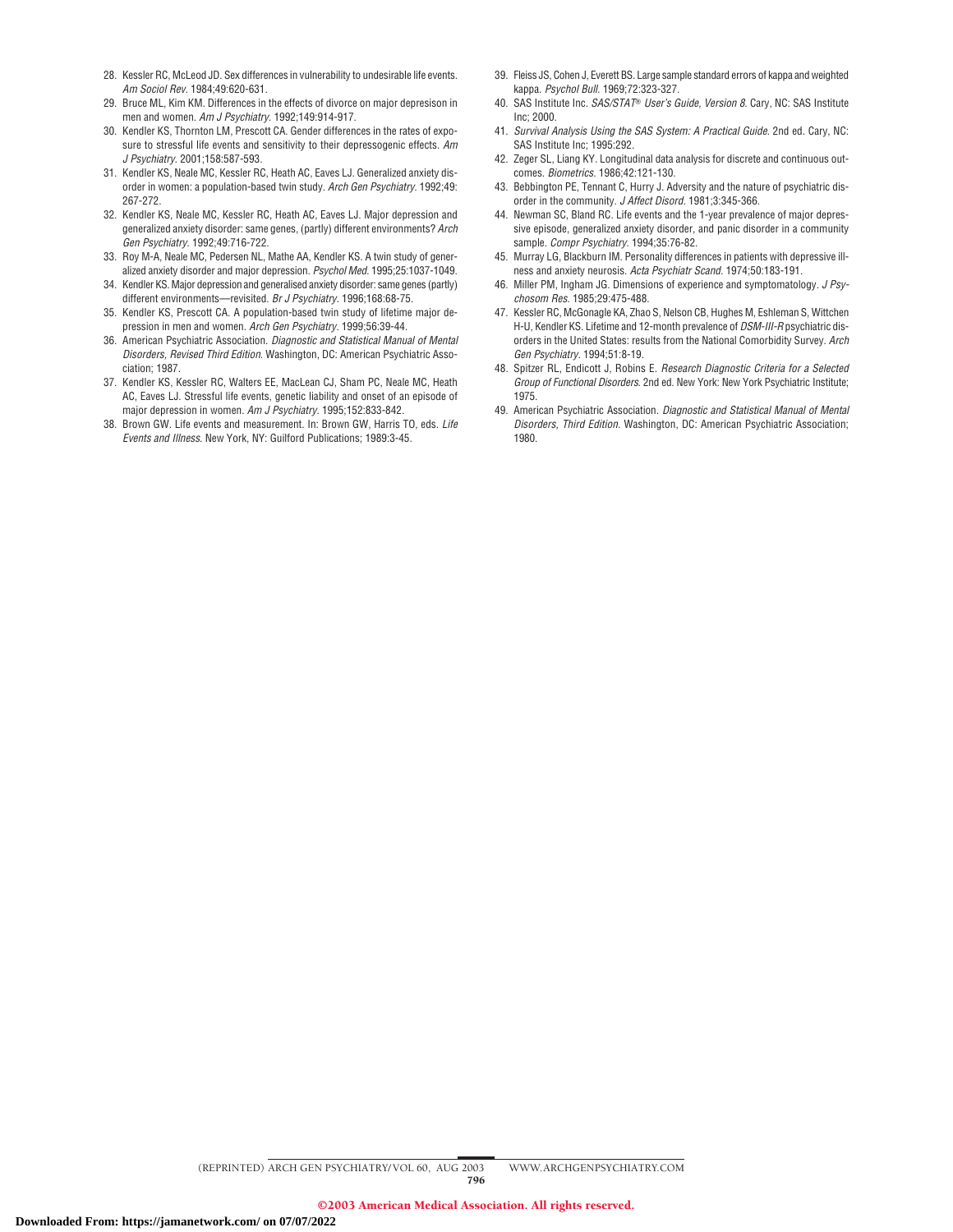28. Kessler RC, McLeod JD. Sex differences in vulnerability to undesirable life events. *Am Sociol Rev*. 1984;49:620-631.
29. Bruce ML, Kim KM. Differences in the effects of divorce on major depresison in men and women. *Am J Psychiatry*. 1992;149:914-917.
30. Kendler KS, Thornton LM, Prescott CA. Gender differences in the rates of exposure to stressful life events and sensitivity to their depressogenic effects. *Am J Psychiatry*. 2001;158:587-593.
31. Kendler KS, Neale MC, Kessler RC, Heath AC, Eaves LJ. Generalized anxiety disorder in women: a population-based twin study. *Arch Gen Psychiatry*. 1992;49:267-272.
32. Kendler KS, Neale MC, Kessler RC, Heath AC, Eaves LJ. Major depression and generalized anxiety disorder: same genes, (partly) different environments? *Arch Gen Psychiatry*. 1992;49:716-722.
33. Roy M-A, Neale MC, Pedersen NL, Mathe AA, Kendler KS. A twin study of generalized anxiety disorder and major depression. *Psychol Med*. 1995;25:1037-1049.
34. Kendler KS. Major depression and generalised anxiety disorder: same genes (partly) different environments—revisited. *Br J Psychiatry*. 1996;168:68-75.
35. Kendler KS, Prescott CA. A population-based twin study of lifetime major depression in men and women. *Arch Gen Psychiatry*. 1999;56:39-44.
36. American Psychiatric Association. *Diagnostic and Statistical Manual of Mental Disorders, Revised Third Edition*. Washington, DC: American Psychiatric Association; 1987.
37. Kendler KS, Kessler RC, Walters EE, MacLean CJ, Sham PC, Neale MC, Heath AC, Eaves LJ. Stressful life events, genetic liability and onset of an episode of major depression in women. *Am J Psychiatry*. 1995;152:833-842.
38. Brown GW. Life events and measurement. In: Brown GW, Harris TO, eds. *Life Events and Illness*. New York, NY: Guilford Publications; 1989:3-45.
39. Fleiss JS, Cohen J, Everett BS. Large sample standard errors of kappa and weighted kappa. *Psychol Bull*. 1969;72:323-327.
40. SAS Institute Inc. *SAS/STAT® User's Guide, Version 8*. Cary, NC: SAS Institute Inc; 2000.
41. *Survival Analysis Using the SAS System: A Practical Guide*. 2nd ed. Cary, NC: SAS Institute Inc; 1995:292.
42. Zeger SL, Liang KY. Longitudinal data analysis for discrete and continuous outcomes. *Biometrics*. 1986;42:121-130.
43. Bebbington PE, Tennant C, Hurry J. Adversity and the nature of psychiatric disorder in the community. *J Affect Disord*. 1981;3:345-366.
44. Newman SC, Bland RC. Life events and the 1-year prevalence of major depressive episode, generalized anxiety disorder, and panic disorder in a community sample. *Compr Psychiatry*. 1994;35:76-82.
45. Murray LG, Blackburn IM. Personality differences in patients with depressive illness and anxiety neurosis. *Acta Psychiatr Scand*. 1974;50:183-191.
46. Miller PM, Ingham JG. Dimensions of experience and symptomatology. *J Psychosom Res*. 1985;29:475-488.
47. Kessler RC, McGonagle KA, Zhao S, Nelson CB, Hughes M, Eshleman S, Wittchen H-U, Kendler KS. Lifetime and 12-month prevalence of *DSM-III-R* psychiatric disorders in the United States: results from the National Comorbidity Survey. *Arch Gen Psychiatry*. 1994;51:8-19.
48. Spitzer RL, Endicott J, Robins E. *Research Diagnostic Criteria for a Selected Group of Functional Disorders*. 2nd ed. New York: New York Psychiatric Institute; 1975.
49. American Psychiatric Association. *Diagnostic and Statistical Manual of Mental Disorders, Third Edition*. Washington, DC: American Psychiatric Association; 1980.